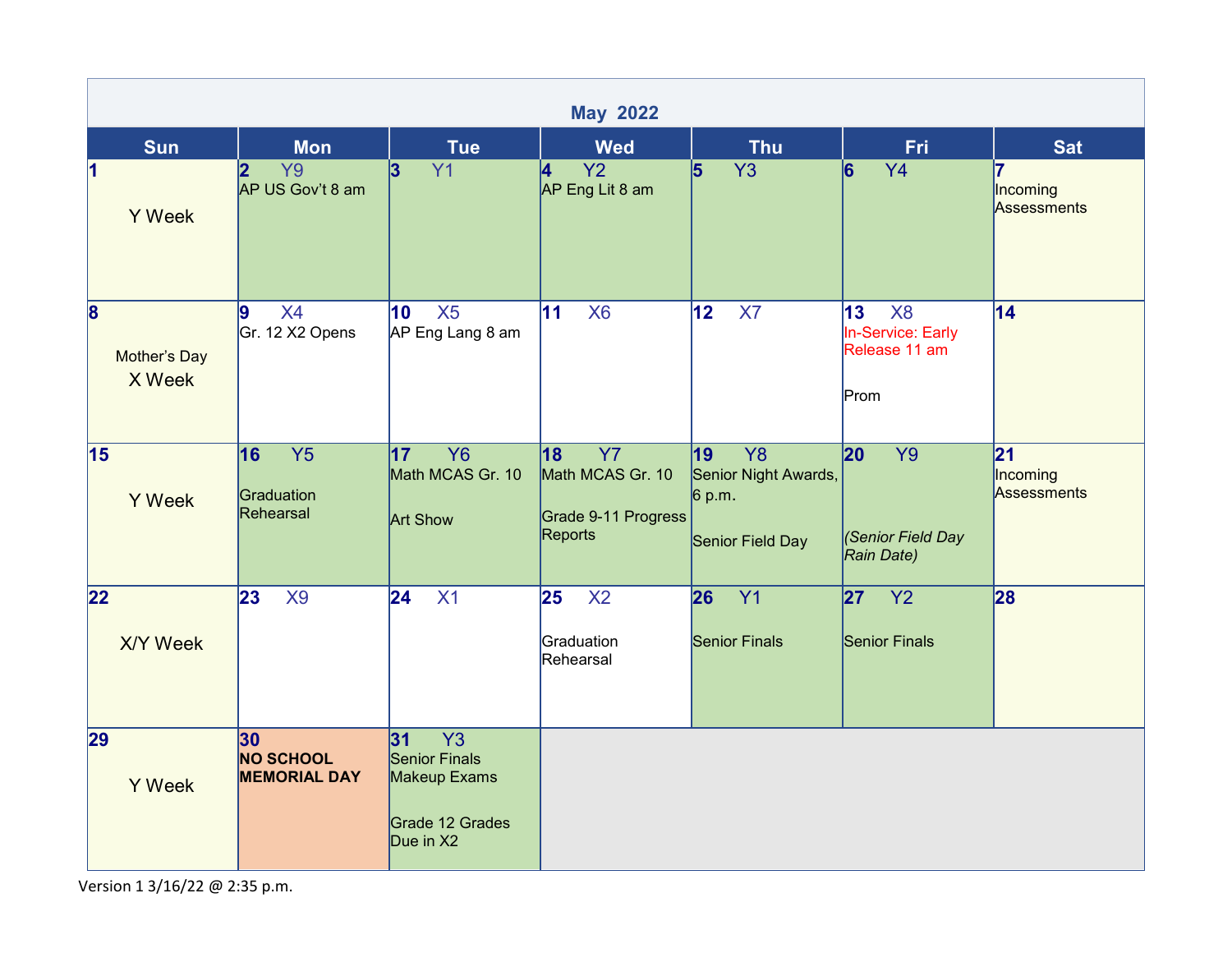# May 2022

| Sun | Mon | Tue | Wed | Thu | Fri | Sat |
|---|---|---|---|---|---|---|
| **1**<br>Y Week | **2** Y9<br>AP US Gov't 8 am | **3** Y1 | **4** Y2<br>AP Eng Lit 8 am | **5** Y3 | **6** Y4 | **7**<br>Incoming Assessments |
| **8**<br>Mother's Day<br>X Week | **9** X4<br>Gr. 12 X2 Opens | **10** X5<br>AP Eng Lang 8 am | **11** X6 | **12** X7 | **13** X8<br>In-Service: Early Release 11 am<br>Prom | **14** |
| **15**<br>Y Week | **16** Y5<br>Graduation Rehearsal | **17** Y6<br>Math MCAS Gr. 10<br>Art Show | **18** Y7<br>Math MCAS Gr. 10<br>Grade 9-11 Progress Reports | **19** Y8<br>Senior Night Awards, 6 p.m.<br>Senior Field Day | **20** Y9<br>*(Senior Field Day Rain Date)* | **21**<br>Incoming Assessments |
| **22**<br>X/Y Week | **23** X9 | **24** X1 | **25** X2<br>Graduation Rehearsal | **26** Y1<br>Senior Finals | **27** Y2<br>Senior Finals | **28** |
| **29**<br>Y Week | **30**<br>**NO SCHOOL MEMORIAL DAY** | **31** Y3<br>Senior Finals Makeup Exams<br>Grade 12 Grades Due in X2 | | | | |

Version 1 3/16/22 @ 2:35 p.m.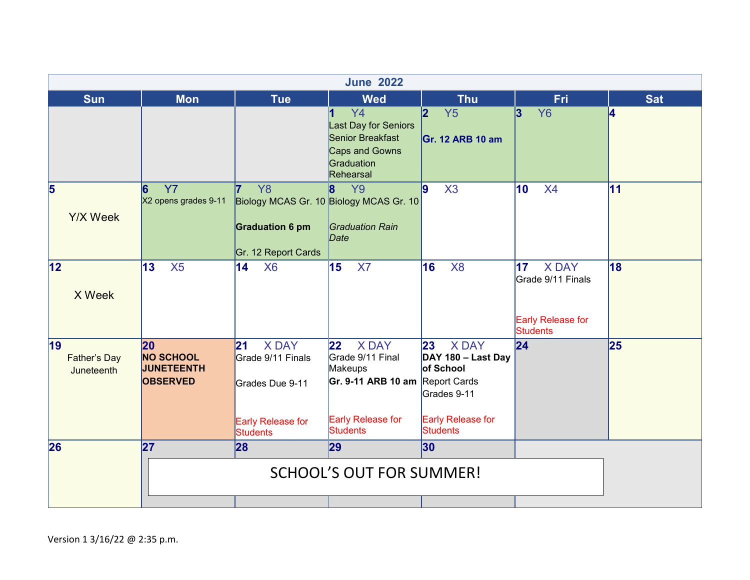## June 2022

| Sun | Mon | Tue | Wed | Thu | Fri | Sat |
|---|---|---|---|---|---|---|
| | | | **1** Y4<br>Last Day for Seniors<br>Senior Breakfast<br>Caps and Gowns<br>Graduation Rehearsal | **2** Y5<br>**Gr. 12 ARB 10 am** | **3** Y6 | **4** |
| **5**<br>Y/X Week | **6** Y7<br>X2 opens grades 9-11 | **7** Y8<br>Biology MCAS Gr. 10<br>**Graduation 6 pm**<br>Gr. 12 Report Cards | **8** Y9<br>Biology MCAS Gr. 10<br>*Graduation Rain Date* | **9** X3 | **10** X4 | **11** |
| **12**<br>X Week | **13** X5 | **14** X6 | **15** X7 | **16** X8 | **17** X DAY<br>Grade 9/11 Finals<br>Early Release for Students | **18** |
| **19**<br>Father's Day<br>Juneteenth | **20**<br>**NO SCHOOL JUNETEENTH OBSERVED** | **21** X DAY<br>Grade 9/11 Finals<br>Grades Due 9-11<br>Early Release for Students | **22** X DAY<br>Grade 9/11 Final Makeups<br>**Gr. 9-11 ARB 10 am**<br>Early Release for Students | **23** X DAY<br>**DAY 180 – Last Day of School**<br>Report Cards Grades 9-11<br>Early Release for Students | **24** | **25** |
| **26** | **27**<br>SCHOOL'S OUT FOR SUMMER! | **28** | **29** | **30** | | |

Version 1 3/16/22 @ 2:35 p.m.